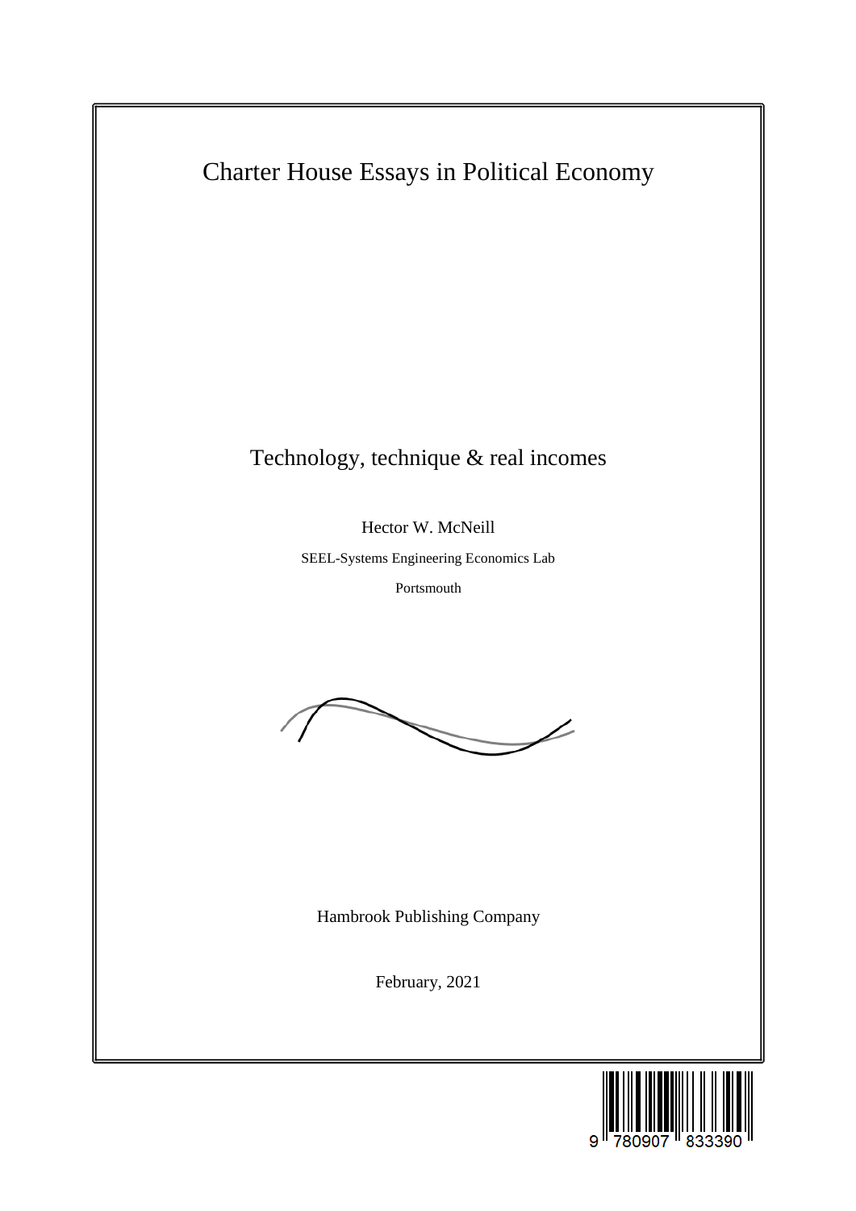# Charter House Essays in Political Economy

## Technology, technique & real incomes

Hector W. McNeill

SEEL-Systems Engineering Economics Lab

Portsmouth

Hambrook Publishing Company

February, 2021

9 780907 833390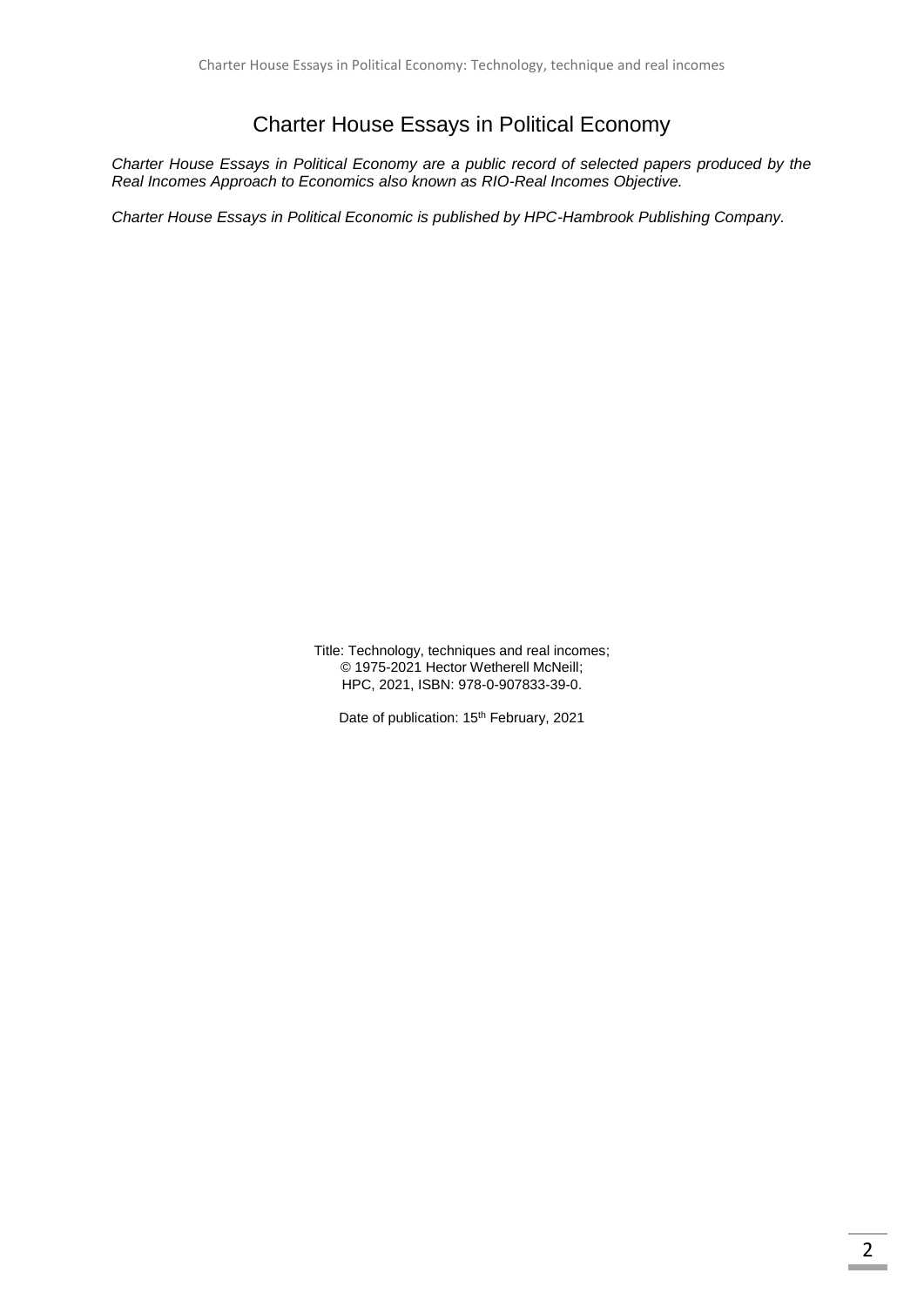# Charter House Essays in Political Economy

*Charter House Essays in Political Economy are a public record of selected papers produced by the Real Incomes Approach to Economics also known as RIO-Real Incomes Objective.*

*Charter House Essays in Political Economic is published by HPC-Hambrook Publishing Company.*

Title: Technology, techniques and real incomes;
© 1975-2021 Hector Wetherell McNeill;
HPC, 2021, ISBN: 978-0-907833-39-0.

Date of publication: 15th February, 2021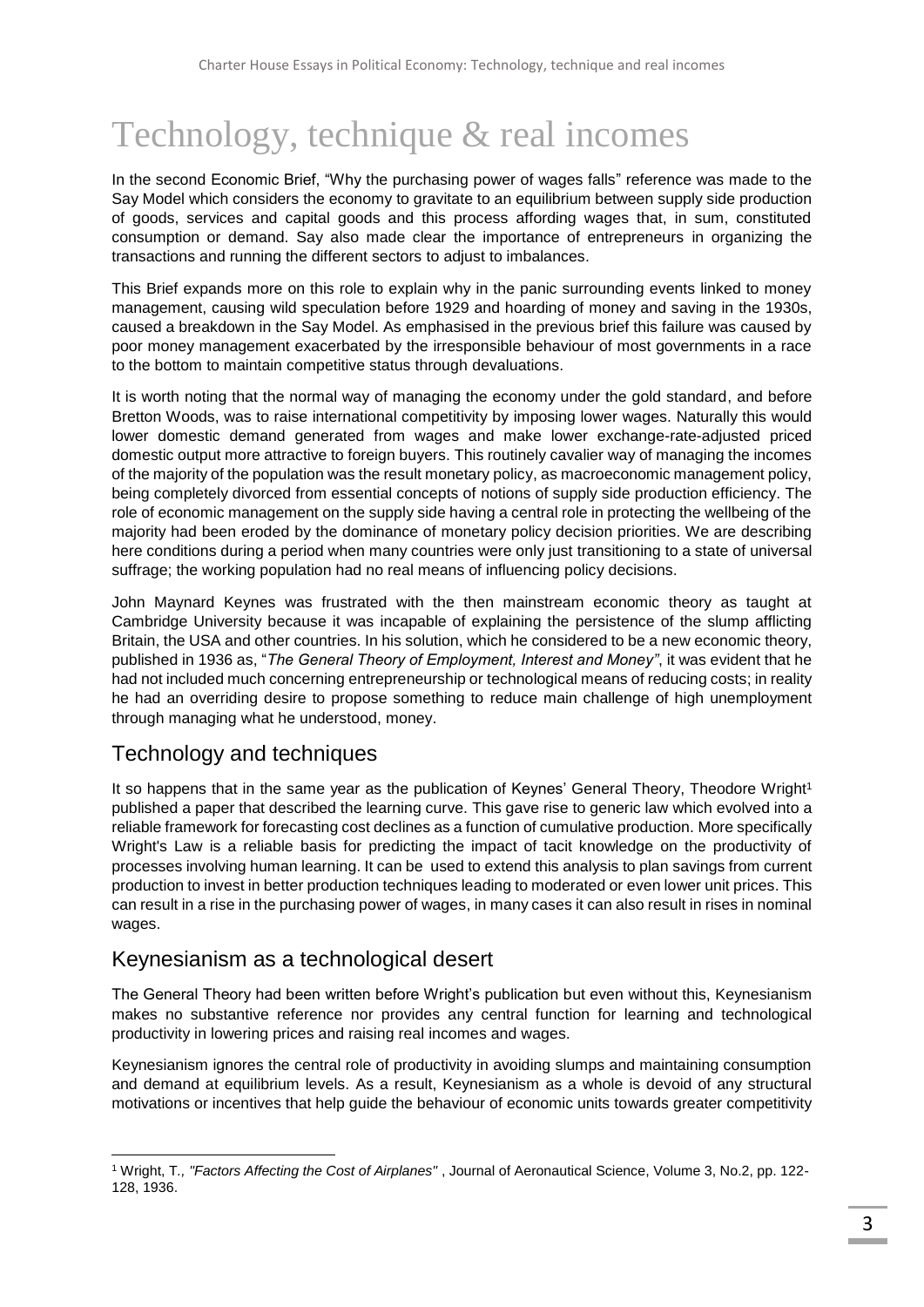# Technology, technique & real incomes

In the second Economic Brief, "Why the purchasing power of wages falls" reference was made to the Say Model which considers the economy to gravitate to an equilibrium between supply side production of goods, services and capital goods and this process affording wages that, in sum, constituted consumption or demand. Say also made clear the importance of entrepreneurs in organizing the transactions and running the different sectors to adjust to imbalances.

This Brief expands more on this role to explain why in the panic surrounding events linked to money management, causing wild speculation before 1929 and hoarding of money and saving in the 1930s, caused a breakdown in the Say Model. As emphasised in the previous brief this failure was caused by poor money management exacerbated by the irresponsible behaviour of most governments in a race to the bottom to maintain competitive status through devaluations.

It is worth noting that the normal way of managing the economy under the gold standard, and before Bretton Woods, was to raise international competitivity by imposing lower wages. Naturally this would lower domestic demand generated from wages and make lower exchange-rate-adjusted priced domestic output more attractive to foreign buyers. This routinely cavalier way of managing the incomes of the majority of the population was the result monetary policy, as macroeconomic management policy, being completely divorced from essential concepts of notions of supply side production efficiency. The role of economic management on the supply side having a central role in protecting the wellbeing of the majority had been eroded by the dominance of monetary policy decision priorities. We are describing here conditions during a period when many countries were only just transitioning to a state of universal suffrage; the working population had no real means of influencing policy decisions.

John Maynard Keynes was frustrated with the then mainstream economic theory as taught at Cambridge University because it was incapable of explaining the persistence of the slump afflicting Britain, the USA and other countries. In his solution, which he considered to be a new economic theory, published in 1936 as, "*The General Theory of Employment, Interest and Money"*, it was evident that he had not included much concerning entrepreneurship or technological means of reducing costs; in reality he had an overriding desire to propose something to reduce main challenge of high unemployment through managing what he understood, money.

## Technology and techniques

It so happens that in the same year as the publication of Keynes' General Theory, Theodore Wright[1] published a paper that described the learning curve. This gave rise to generic law which evolved into a reliable framework for forecasting cost declines as a function of cumulative production. More specifically Wright's Law is a reliable basis for predicting the impact of tacit knowledge on the productivity of processes involving human learning. It can be used to extend this analysis to plan savings from current production to invest in better production techniques leading to moderated or even lower unit prices. This can result in a rise in the purchasing power of wages, in many cases it can also result in rises in nominal wages.

## Keynesianism as a technological desert

The General Theory had been written before Wright's publication but even without this, Keynesianism makes no substantive reference nor provides any central function for learning and technological productivity in lowering prices and raising real incomes and wages.

Keynesianism ignores the central role of productivity in avoiding slumps and maintaining consumption and demand at equilibrium levels. As a result, Keynesianism as a whole is devoid of any structural motivations or incentives that help guide the behaviour of economic units towards greater competitivity

[1] Wright, T., *"Factors Affecting the Cost of Airplanes"* , Journal of Aeronautical Science, Volume 3, No.2, pp. 122-128, 1936.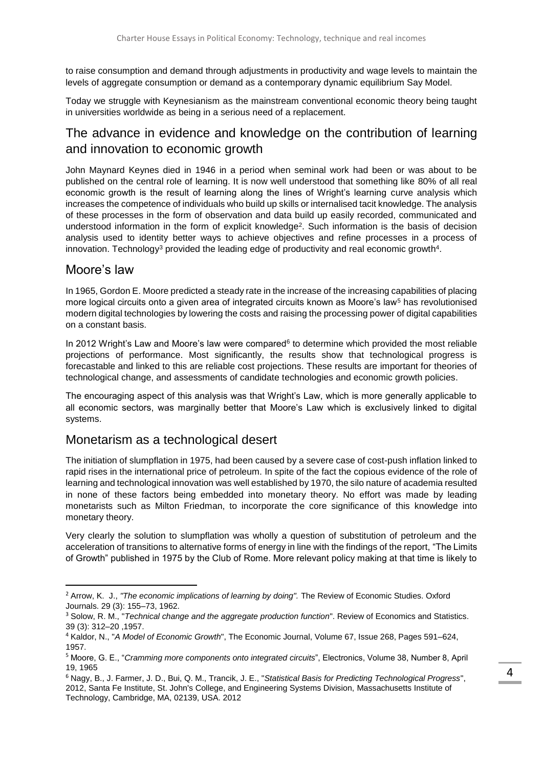to raise consumption and demand through adjustments in productivity and wage levels to maintain the levels of aggregate consumption or demand as a contemporary dynamic equilibrium Say Model.

Today we struggle with Keynesianism as the mainstream conventional economic theory being taught in universities worldwide as being in a serious need of a replacement.

## The advance in evidence and knowledge on the contribution of learning and innovation to economic growth

John Maynard Keynes died in 1946 in a period when seminal work had been or was about to be published on the central role of learning. It is now well understood that something like 80% of all real economic growth is the result of learning along the lines of Wright's learning curve analysis which increases the competence of individuals who build up skills or internalised tacit knowledge. The analysis of these processes in the form of observation and data build up easily recorded, communicated and understood information in the form of explicit knowledge[2]. Such information is the basis of decision analysis used to identity better ways to achieve objectives and refine processes in a process of innovation. Technology[3] provided the leading edge of productivity and real economic growth[4].

## Moore's law

In 1965, Gordon E. Moore predicted a steady rate in the increase of the increasing capabilities of placing more logical circuits onto a given area of integrated circuits known as Moore's law[5] has revolutionised modern digital technologies by lowering the costs and raising the processing power of digital capabilities on a constant basis.

In 2012 Wright's Law and Moore's law were compared[6] to determine which provided the most reliable projections of performance. Most significantly, the results show that technological progress is forecastable and linked to this are reliable cost projections. These results are important for theories of technological change, and assessments of candidate technologies and economic growth policies.

The encouraging aspect of this analysis was that Wright's Law, which is more generally applicable to all economic sectors, was marginally better that Moore's Law which is exclusively linked to digital systems.

## Monetarism as a technological desert

The initiation of slumpflation in 1975, had been caused by a severe case of cost-push inflation linked to rapid rises in the international price of petroleum. In spite of the fact the copious evidence of the role of learning and technological innovation was well established by 1970, the silo nature of academia resulted in none of these factors being embedded into monetary theory. No effort was made by leading monetarists such as Milton Friedman, to incorporate the core significance of this knowledge into monetary theory.

Very clearly the solution to slumpflation was wholly a question of substitution of petroleum and the acceleration of transitions to alternative forms of energy in line with the findings of the report, "The Limits of Growth" published in 1975 by the Club of Rome. More relevant policy making at that time is likely to

---

[2] Arrow, K. J., *"The economic implications of learning by doing".* The Review of Economic Studies. Oxford Journals. 29 (3): 155–73, 1962.

[3] Solow, R. M., "*Technical change and the aggregate production function*". Review of Economics and Statistics. 39 (3): 312–20 ,1957.

[4] Kaldor, N., "*A Model of Economic Growth*", The Economic Journal, Volume 67, Issue 268, Pages 591–624, 1957.

[5] Moore, G. E., "*Cramming more components onto integrated circuits*", Electronics, Volume 38, Number 8, April 19, 1965

[6] Nagy, B., J. Farmer, J. D., Bui, Q. M., Trancik, J. E., "*Statistical Basis for Predicting Technological Progress*", 2012, Santa Fe Institute, St. John's College, and Engineering Systems Division, Massachusetts Institute of Technology, Cambridge, MA, 02139, USA. 2012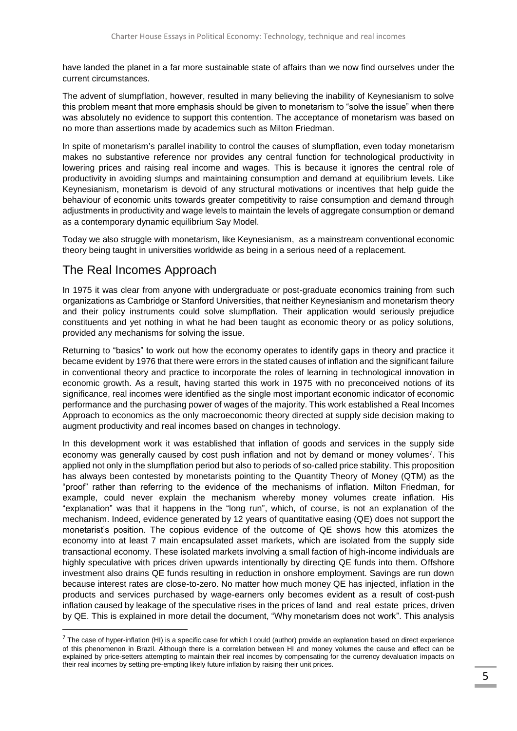have landed the planet in a far more sustainable state of affairs than we now find ourselves under the current circumstances.

The advent of slumpflation, however, resulted in many believing the inability of Keynesianism to solve this problem meant that more emphasis should be given to monetarism to "solve the issue" when there was absolutely no evidence to support this contention. The acceptance of monetarism was based on no more than assertions made by academics such as Milton Friedman.

In spite of monetarism's parallel inability to control the causes of slumpflation, even today monetarism makes no substantive reference nor provides any central function for technological productivity in lowering prices and raising real income and wages. This is because it ignores the central role of productivity in avoiding slumps and maintaining consumption and demand at equilibrium levels. Like Keynesianism, monetarism is devoid of any structural motivations or incentives that help guide the behaviour of economic units towards greater competitivity to raise consumption and demand through adjustments in productivity and wage levels to maintain the levels of aggregate consumption or demand as a contemporary dynamic equilibrium Say Model.

Today we also struggle with monetarism, like Keynesianism, as a mainstream conventional economic theory being taught in universities worldwide as being in a serious need of a replacement.

## The Real Incomes Approach

In 1975 it was clear from anyone with undergraduate or post-graduate economics training from such organizations as Cambridge or Stanford Universities, that neither Keynesianism and monetarism theory and their policy instruments could solve slumpflation. Their application would seriously prejudice constituents and yet nothing in what he had been taught as economic theory or as policy solutions, provided any mechanisms for solving the issue.

Returning to "basics" to work out how the economy operates to identify gaps in theory and practice it became evident by 1976 that there were errors in the stated causes of inflation and the significant failure in conventional theory and practice to incorporate the roles of learning in technological innovation in economic growth. As a result, having started this work in 1975 with no preconceived notions of its significance, real incomes were identified as the single most important economic indicator of economic performance and the purchasing power of wages of the majority. This work established a Real Incomes Approach to economics as the only macroeconomic theory directed at supply side decision making to augment productivity and real incomes based on changes in technology.

In this development work it was established that inflation of goods and services in the supply side economy was generally caused by cost push inflation and not by demand or money volumes[7]. This applied not only in the slumpflation period but also to periods of so-called price stability. This proposition has always been contested by monetarists pointing to the Quantity Theory of Money (QTM) as the "proof" rather than referring to the evidence of the mechanisms of inflation. Milton Friedman, for example, could never explain the mechanism whereby money volumes create inflation. His "explanation" was that it happens in the "long run", which, of course, is not an explanation of the mechanism. Indeed, evidence generated by 12 years of quantitative easing (QE) does not support the monetarist's position. The copious evidence of the outcome of QE shows how this atomizes the economy into at least 7 main encapsulated asset markets, which are isolated from the supply side transactional economy. These isolated markets involving a small faction of high-income individuals are highly speculative with prices driven upwards intentionally by directing QE funds into them. Offshore investment also drains QE funds resulting in reduction in onshore employment. Savings are run down because interest rates are close-to-zero. No matter how much money QE has injected, inflation in the products and services purchased by wage-earners only becomes evident as a result of cost-push inflation caused by leakage of the speculative rises in the prices of land and real estate prices, driven by QE. This is explained in more detail the document, "Why monetarism does not work". This analysis

[7] The case of hyper-inflation (HI) is a specific case for which I could (author) provide an explanation based on direct experience of this phenomenon in Brazil. Although there is a correlation between HI and money volumes the cause and effect can be explained by price-setters attempting to maintain their real incomes by compensating for the currency devaluation impacts on their real incomes by setting pre-empting likely future inflation by raising their unit prices.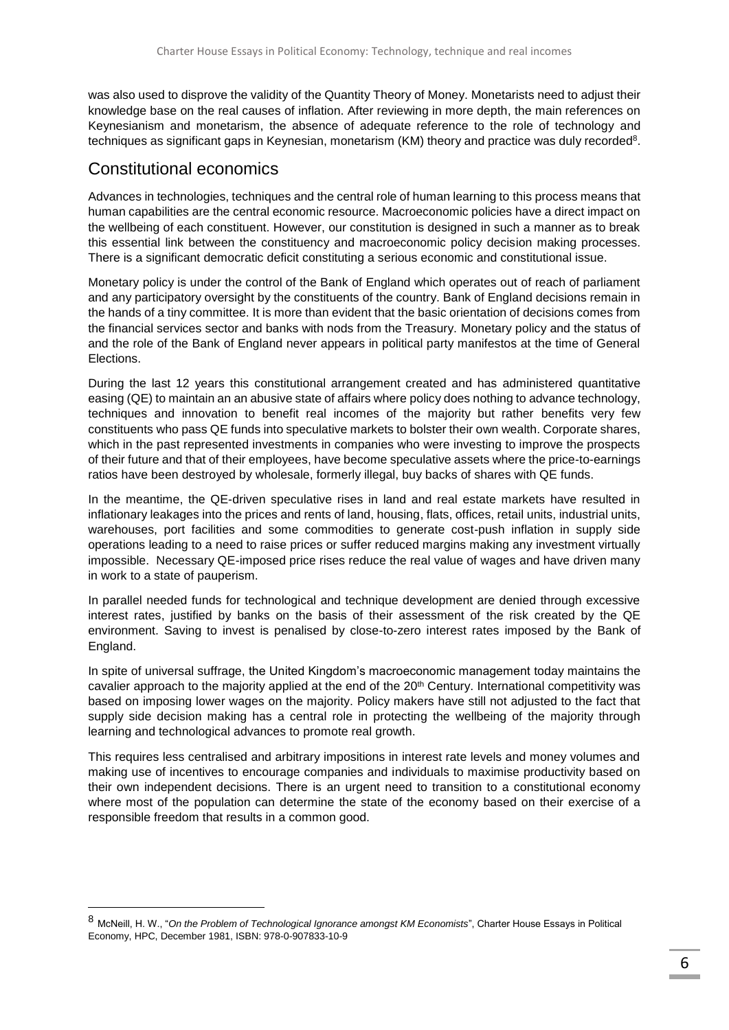was also used to disprove the validity of the Quantity Theory of Money. Monetarists need to adjust their knowledge base on the real causes of inflation. After reviewing in more depth, the main references on Keynesianism and monetarism, the absence of adequate reference to the role of technology and techniques as significant gaps in Keynesian, monetarism (KM) theory and practice was duly recorded[8].

## Constitutional economics

Advances in technologies, techniques and the central role of human learning to this process means that human capabilities are the central economic resource. Macroeconomic policies have a direct impact on the wellbeing of each constituent. However, our constitution is designed in such a manner as to break this essential link between the constituency and macroeconomic policy decision making processes. There is a significant democratic deficit constituting a serious economic and constitutional issue.

Monetary policy is under the control of the Bank of England which operates out of reach of parliament and any participatory oversight by the constituents of the country. Bank of England decisions remain in the hands of a tiny committee. It is more than evident that the basic orientation of decisions comes from the financial services sector and banks with nods from the Treasury. Monetary policy and the status of and the role of the Bank of England never appears in political party manifestos at the time of General Elections.

During the last 12 years this constitutional arrangement created and has administered quantitative easing (QE) to maintain an an abusive state of affairs where policy does nothing to advance technology, techniques and innovation to benefit real incomes of the majority but rather benefits very few constituents who pass QE funds into speculative markets to bolster their own wealth. Corporate shares, which in the past represented investments in companies who were investing to improve the prospects of their future and that of their employees, have become speculative assets where the price-to-earnings ratios have been destroyed by wholesale, formerly illegal, buy backs of shares with QE funds.

In the meantime, the QE-driven speculative rises in land and real estate markets have resulted in inflationary leakages into the prices and rents of land, housing, flats, offices, retail units, industrial units, warehouses, port facilities and some commodities to generate cost-push inflation in supply side operations leading to a need to raise prices or suffer reduced margins making any investment virtually impossible. Necessary QE-imposed price rises reduce the real value of wages and have driven many in work to a state of pauperism.

In parallel needed funds for technological and technique development are denied through excessive interest rates, justified by banks on the basis of their assessment of the risk created by the QE environment. Saving to invest is penalised by close-to-zero interest rates imposed by the Bank of England.

In spite of universal suffrage, the United Kingdom's macroeconomic management today maintains the cavalier approach to the majority applied at the end of the 20th Century. International competitivity was based on imposing lower wages on the majority. Policy makers have still not adjusted to the fact that supply side decision making has a central role in protecting the wellbeing of the majority through learning and technological advances to promote real growth.

This requires less centralised and arbitrary impositions in interest rate levels and money volumes and making use of incentives to encourage companies and individuals to maximise productivity based on their own independent decisions. There is an urgent need to transition to a constitutional economy where most of the population can determine the state of the economy based on their exercise of a responsible freedom that results in a common good.

---

[8] McNeill, H. W., "*On the Problem of Technological Ignorance amongst KM Economists*", Charter House Essays in Political Economy, HPC, December 1981, ISBN: 978-0-907833-10-9